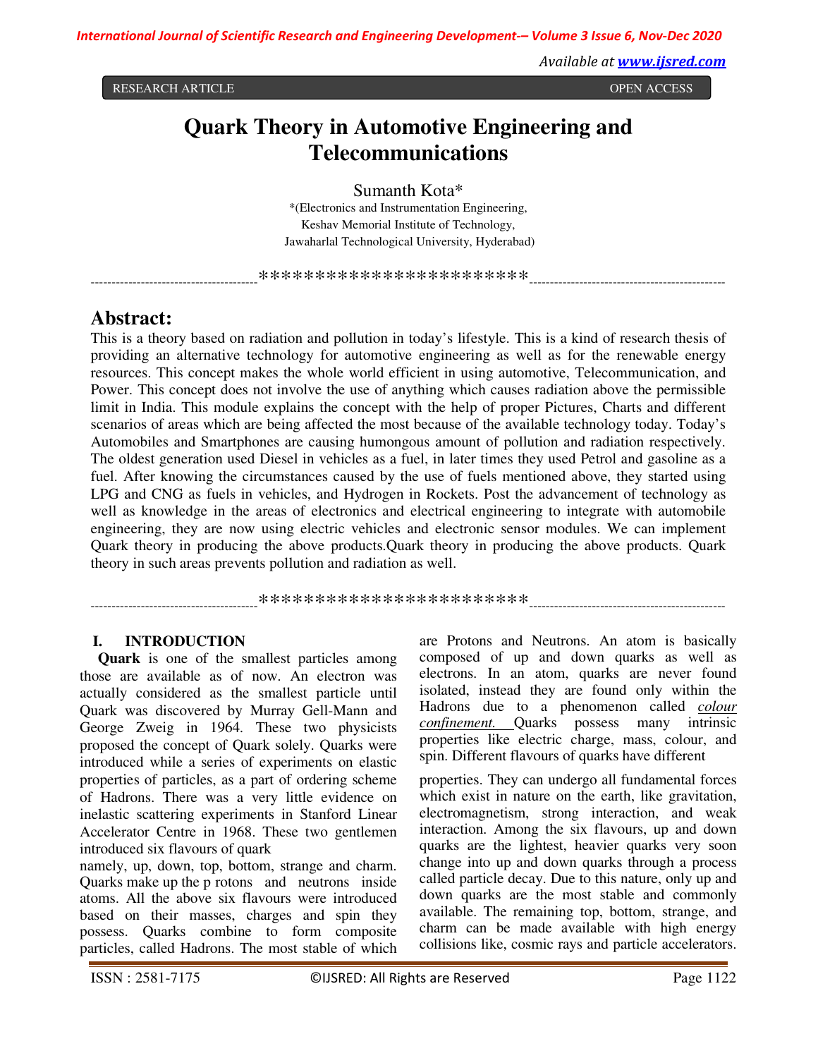RESEARCH ARTICLE OPEN ACCESS

# Quark Theory in Automotive Engineering and Telecommunications

Sumanth Kota*

*(Electronics and Instrumentation Engineering,
Keshav Memorial Institute of Technology,
Jawaharlal Technological University, Hyderabad)

----------------------------------------************************----------------------------------------

## Abstract:

This is a theory based on radiation and pollution in today's lifestyle. This is a kind of research thesis of providing an alternative technology for automotive engineering as well as for the renewable energy resources. This concept makes the whole world efficient in using automotive, Telecommunication, and Power. This concept does not involve the use of anything which causes radiation above the permissible limit in India. This module explains the concept with the help of proper Pictures, Charts and different scenarios of areas which are being affected the most because of the available technology today. Today's Automobiles and Smartphones are causing humongous amount of pollution and radiation respectively. The oldest generation used Diesel in vehicles as a fuel, in later times they used Petrol and gasoline as a fuel. After knowing the circumstances caused by the use of fuels mentioned above, they started using LPG and CNG as fuels in vehicles, and Hydrogen in Rockets. Post the advancement of technology as well as knowledge in the areas of electronics and electrical engineering to integrate with automobile engineering, they are now using electric vehicles and electronic sensor modules. We can implement Quark theory in producing the above products.Quark theory in producing the above products. Quark theory in such areas prevents pollution and radiation as well.

----------------------------------------************************----------------------------------------

## I. INTRODUCTION

**Quark** is one of the smallest particles among those are available as of now. An electron was actually considered as the smallest particle until Quark was discovered by Murray Gell-Mann and George Zweig in 1964. These two physicists proposed the concept of Quark solely. Quarks were introduced while a series of experiments on elastic properties of particles, as a part of ordering scheme of Hadrons. There was a very little evidence on inelastic scattering experiments in Stanford Linear Accelerator Centre in 1968. These two gentlemen introduced six flavours of quark namely, up, down, top, bottom, strange and charm. Quarks make up the p rotons and neutrons inside atoms. All the above six flavours were introduced based on their masses, charges and spin they possess. Quarks combine to form composite particles, called Hadrons. The most stable of which are Protons and Neutrons. An atom is basically composed of up and down quarks as well as electrons. In an atom, quarks are never found isolated, instead they are found only within the Hadrons due to a phenomenon called *colour confinement.* Quarks possess many intrinsic properties like electric charge, mass, colour, and spin. Different flavours of quarks have different properties. They can undergo all fundamental forces which exist in nature on the earth, like gravitation, electromagnetism, strong interaction, and weak interaction. Among the six flavours, up and down quarks are the lightest, heavier quarks very soon change into up and down quarks through a process called particle decay. Due to this nature, only up and down quarks are the most stable and commonly available. The remaining top, bottom, strange, and charm can be made available with high energy collisions like, cosmic rays and particle accelerators.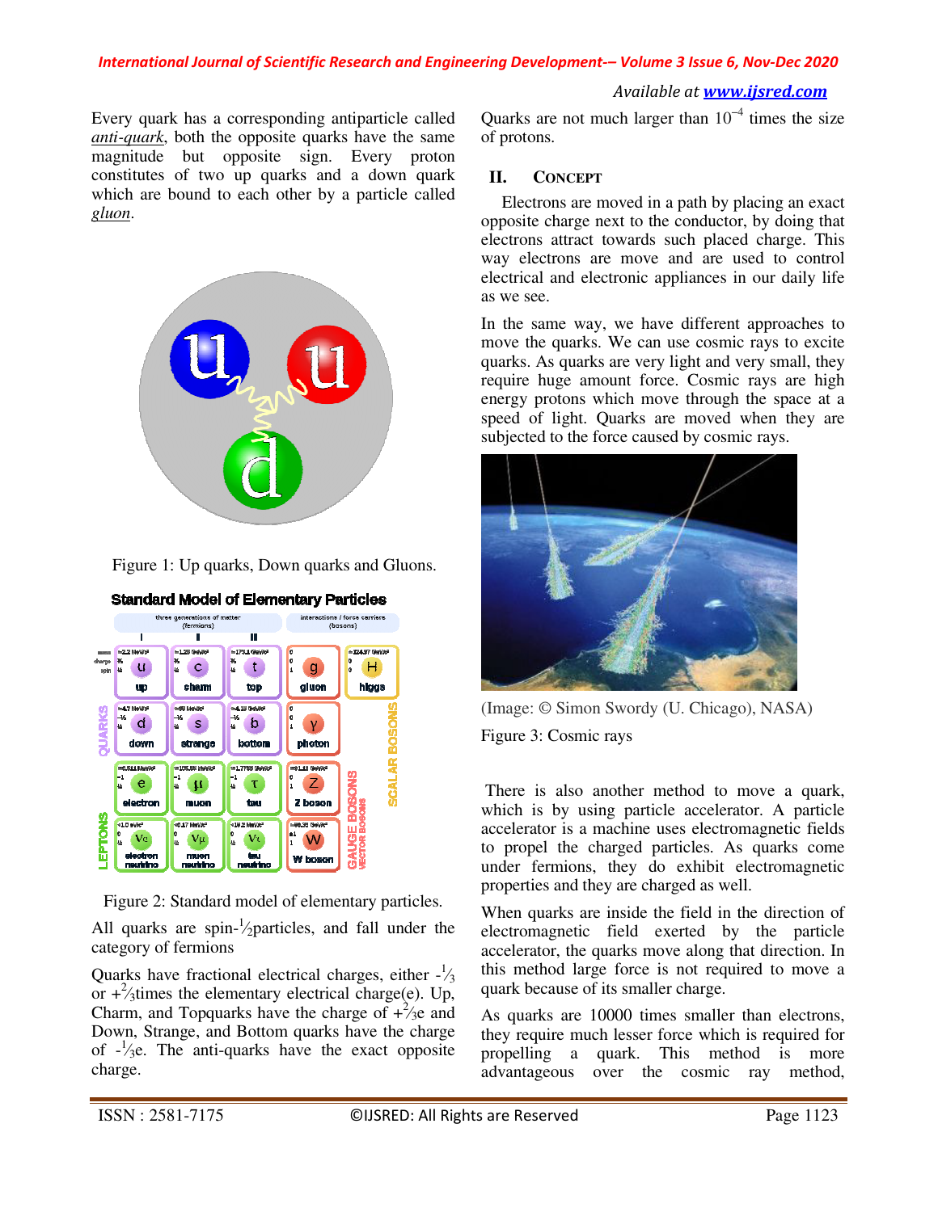Every quark has a corresponding antiparticle called *anti-quark*, both the opposite quarks have the same magnitude but opposite sign. Every proton constitutes of two up quarks and a down quark which are bound to each other by a particle called *gluon*.

Figure 1: Up quarks, Down quarks and Gluons.

Figure 2: Standard model of elementary particles.

All quarks are spin-½particles, and fall under the category of fermions

Quarks have fractional electrical charges, either -⅓ or +⅔times the elementary electrical charge(e). Up, Charm, and Topquarks have the charge of +⅔e and Down, Strange, and Bottom quarks have the charge of -⅓e. The anti-quarks have the exact opposite charge.

Quarks are not much larger than $10^{-4}$ times the size of protons.

## II. CONCEPT

Electrons are moved in a path by placing an exact opposite charge next to the conductor, by doing that electrons attract towards such placed charge. This way electrons are move and are used to control electrical and electronic appliances in our daily life as we see.

In the same way, we have different approaches to move the quarks. We can use cosmic rays to excite quarks. As quarks are very light and very small, they require huge amount force. Cosmic rays are high energy protons which move through the space at a speed of light. Quarks are moved when they are subjected to the force caused by cosmic rays.

(Image: © Simon Swordy (U. Chicago), NASA)

Figure 3: Cosmic rays

There is also another method to move a quark, which is by using particle accelerator. A particle accelerator is a machine uses electromagnetic fields to propel the charged particles. As quarks come under fermions, they do exhibit electromagnetic properties and they are charged as well.

When quarks are inside the field in the direction of electromagnetic field exerted by the particle accelerator, the quarks move along that direction. In this method large force is not required to move a quark because of its smaller charge.

As quarks are 10000 times smaller than electrons, they require much lesser force which is required for propelling a quark. This method is more advantageous over the cosmic ray method,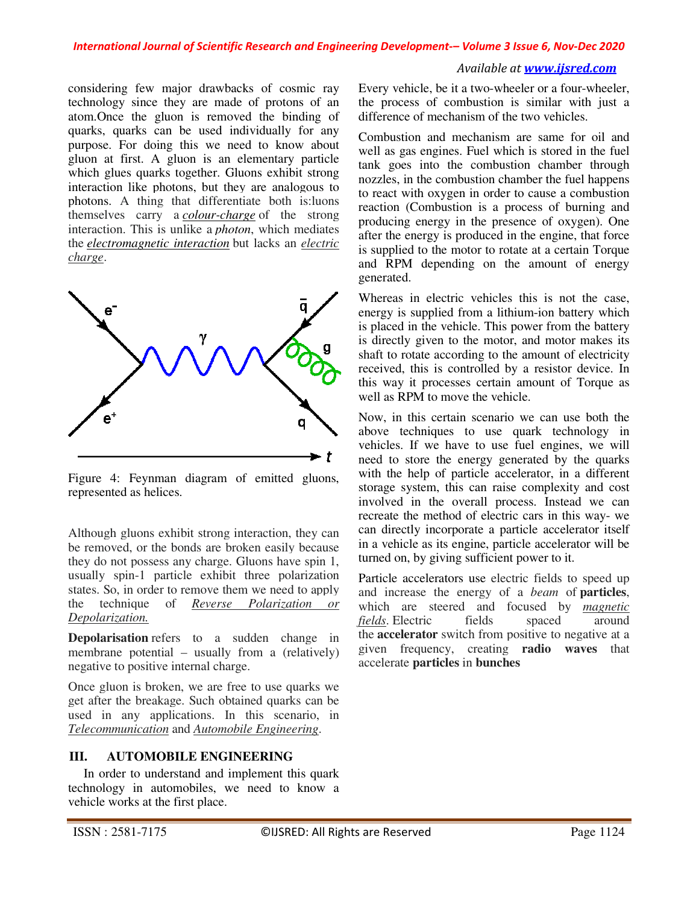considering few major drawbacks of cosmic ray technology since they are made of protons of an atom.Once the gluon is removed the binding of quarks, quarks can be used individually for any purpose. For doing this we need to know about gluon at first. A gluon is an elementary particle which glues quarks together. Gluons exhibit strong interaction like photons, but they are analogous to photons. A thing that differentiate both is:luons themselves carry a *colour-charge* of the strong interaction. This is unlike a *photon*, which mediates the *electromagnetic interaction* but lacks an *electric charge*.

Figure 4: Feynman diagram of emitted gluons, represented as helices.

Although gluons exhibit strong interaction, they can be removed, or the bonds are broken easily because they do not possess any charge. Gluons have spin 1, usually spin-1 particle exhibit three polarization states. So, in order to remove them we need to apply the technique of *Reverse Polarization or Depolarization.*

**Depolarisation** refers to a sudden change in membrane potential – usually from a (relatively) negative to positive internal charge.

Once gluon is broken, we are free to use quarks we get after the breakage. Such obtained quarks can be used in any applications. In this scenario, in *Telecommunication* and *Automobile Engineering*.

## III. AUTOMOBILE ENGINEERING

In order to understand and implement this quark technology in automobiles, we need to know a vehicle works at the first place.

Every vehicle, be it a two-wheeler or a four-wheeler, the process of combustion is similar with just a difference of mechanism of the two vehicles.

Combustion and mechanism are same for oil and well as gas engines. Fuel which is stored in the fuel tank goes into the combustion chamber through nozzles, in the combustion chamber the fuel happens to react with oxygen in order to cause a combustion reaction (Combustion is a process of burning and producing energy in the presence of oxygen). One after the energy is produced in the engine, that force is supplied to the motor to rotate at a certain Torque and RPM depending on the amount of energy generated.

Whereas in electric vehicles this is not the case, energy is supplied from a lithium-ion battery which is placed in the vehicle. This power from the battery is directly given to the motor, and motor makes its shaft to rotate according to the amount of electricity received, this is controlled by a resistor device. In this way it processes certain amount of Torque as well as RPM to move the vehicle.

Now, in this certain scenario we can use both the above techniques to use quark technology in vehicles. If we have to use fuel engines, we will need to store the energy generated by the quarks with the help of particle accelerator, in a different storage system, this can raise complexity and cost involved in the overall process. Instead we can recreate the method of electric cars in this way- we can directly incorporate a particle accelerator itself in a vehicle as its engine, particle accelerator will be turned on, by giving sufficient power to it.

Particle accelerators use electric fields to speed up and increase the energy of a *beam* of **particles**, which are steered and focused by *magnetic fields*. Electric fields spaced around the **accelerator** switch from positive to negative at a given frequency, creating **radio waves** that accelerate **particles** in **bunches**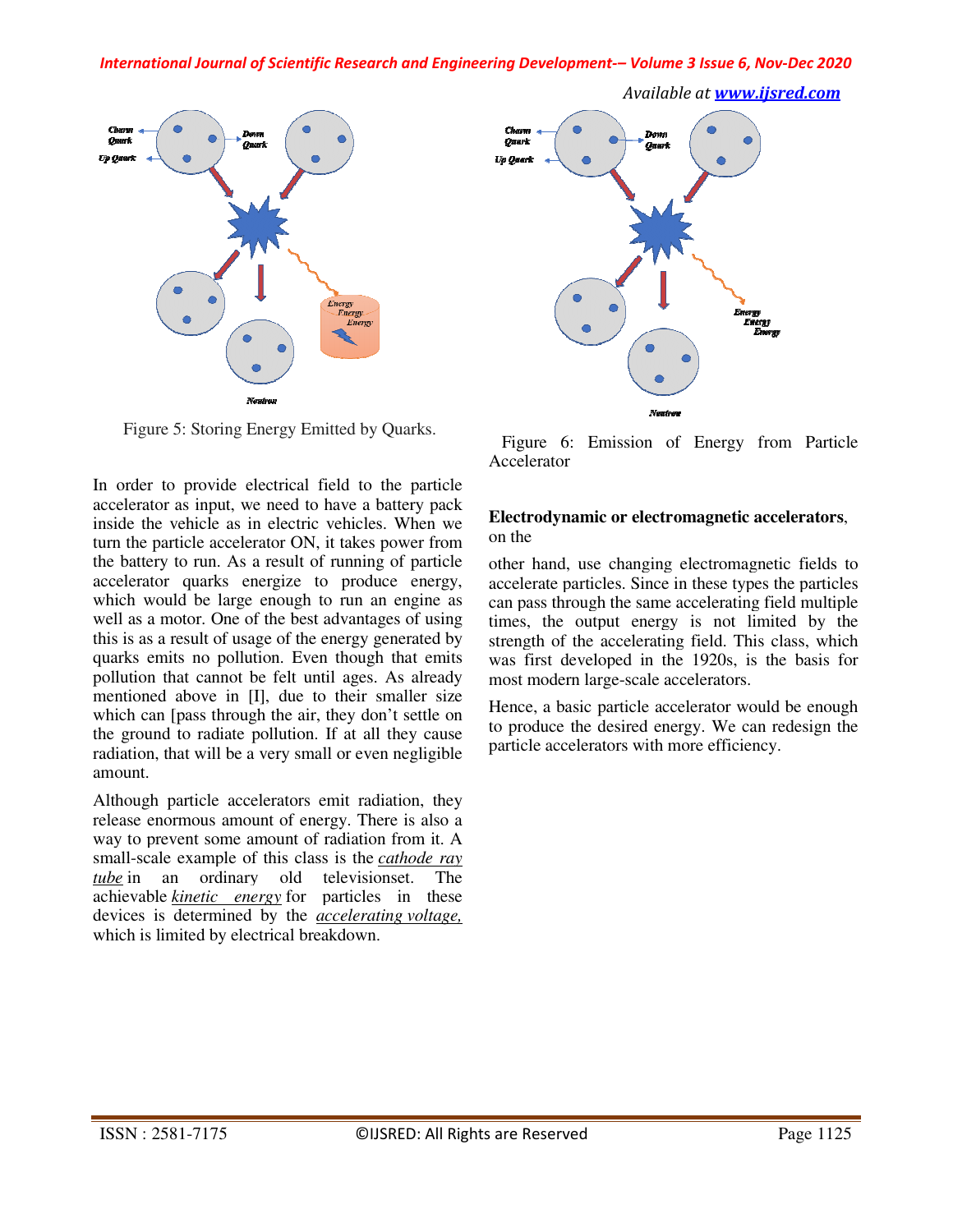Figure 5: Storing Energy Emitted by Quarks.

In order to provide electrical field to the particle accelerator as input, we need to have a battery pack inside the vehicle as in electric vehicles. When we turn the particle accelerator ON, it takes power from the battery to run. As a result of running of particle accelerator quarks energize to produce energy, which would be large enough to run an engine as well as a motor. One of the best advantages of using this is as a result of usage of the energy generated by quarks emits no pollution. Even though that emits pollution that cannot be felt until ages. As already mentioned above in [I], due to their smaller size which can [pass through the air, they don't settle on the ground to radiate pollution. If at all they cause radiation, that will be a very small or even negligible amount.

Although particle accelerators emit radiation, they release enormous amount of energy. There is also a way to prevent some amount of radiation from it. A small-scale example of this class is the *cathode ray tube* in an ordinary old televisionset. The achievable *kinetic energy* for particles in these devices is determined by the *accelerating voltage,* which is limited by electrical breakdown.

Figure 6: Emission of Energy from Particle Accelerator

**Electrodynamic or electromagnetic accelerators**, on the

other hand, use changing electromagnetic fields to accelerate particles. Since in these types the particles can pass through the same accelerating field multiple times, the output energy is not limited by the strength of the accelerating field. This class, which was first developed in the 1920s, is the basis for most modern large-scale accelerators.

Hence, a basic particle accelerator would be enough to produce the desired energy. We can redesign the particle accelerators with more efficiency.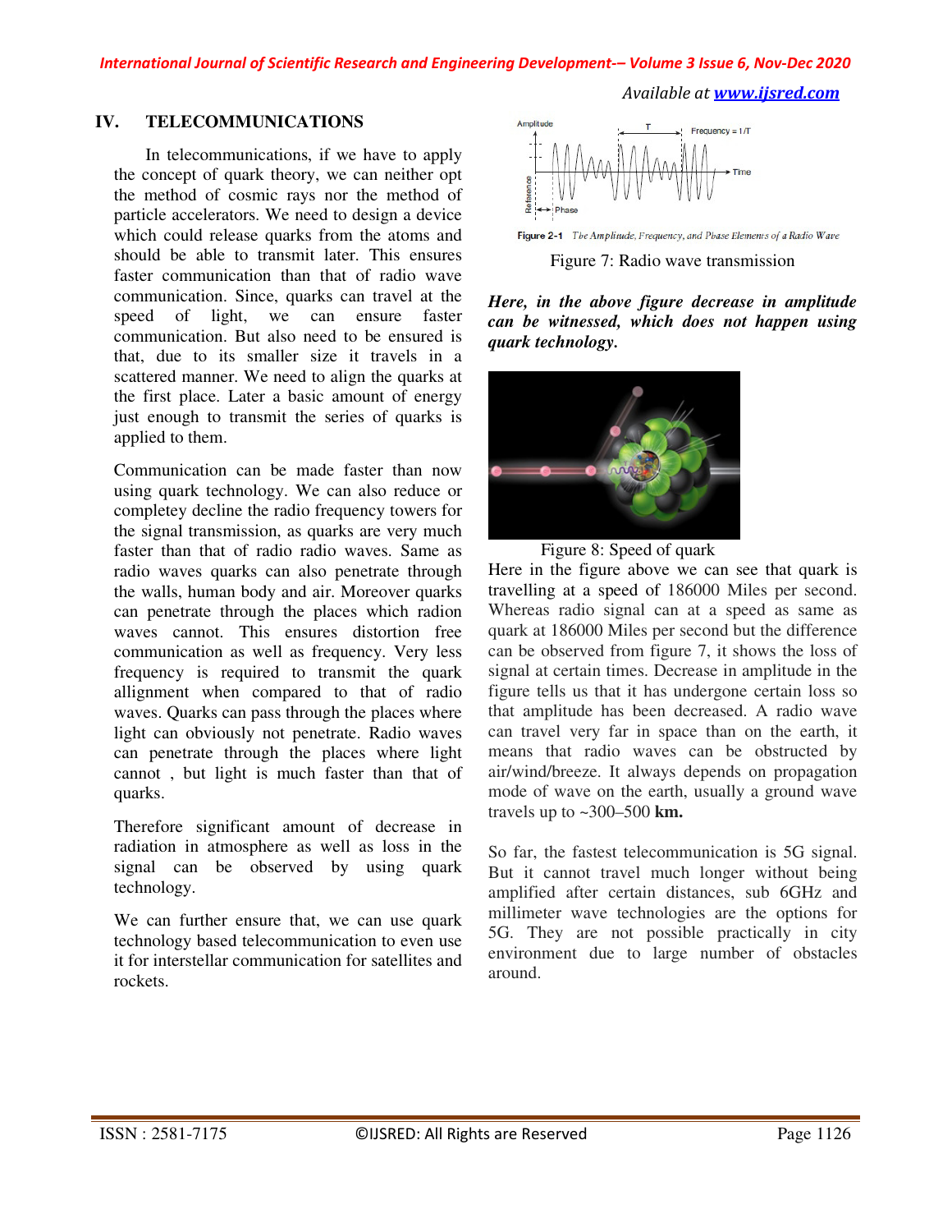## IV. TELECOMMUNICATIONS

In telecommunications, if we have to apply the concept of quark theory, we can neither opt the method of cosmic rays nor the method of particle accelerators. We need to design a device which could release quarks from the atoms and should be able to transmit later. This ensures faster communication than that of radio wave communication. Since, quarks can travel at the speed of light, we can ensure faster communication. But also need to be ensured is that, due to its smaller size it travels in a scattered manner. We need to align the quarks at the first place. Later a basic amount of energy just enough to transmit the series of quarks is applied to them.

Communication can be made faster than now using quark technology. We can also reduce or completey decline the radio frequency towers for the signal transmission, as quarks are very much faster than that of radio radio waves. Same as radio waves quarks can also penetrate through the walls, human body and air. Moreover quarks can penetrate through the places which radion waves cannot. This ensures distortion free communication as well as frequency. Very less frequency is required to transmit the quark allignment when compared to that of radio waves. Quarks can pass through the places where light can obviously not penetrate. Radio waves can penetrate through the places where light cannot , but light is much faster than that of quarks.

Therefore significant amount of decrease in radiation in atmosphere as well as loss in the signal can be observed by using quark technology.

We can further ensure that, we can use quark technology based telecommunication to even use it for interstellar communication for satellites and rockets.

Figure 2-1 The Amplitude, Frequency, and Phase Elements of a Radio Wave

Figure 7: Radio wave transmission

***Here, in the above figure decrease in amplitude can be witnessed, which does not happen using quark technology.***

Figure 8: Speed of quark

Here in the figure above we can see that quark is travelling at a speed of 186000 Miles per second. Whereas radio signal can at a speed as same as quark at 186000 Miles per second but the difference can be observed from figure 7, it shows the loss of signal at certain times. Decrease in amplitude in the figure tells us that it has undergone certain loss so that amplitude has been decreased. A radio wave can travel very far in space than on the earth, it means that radio waves can be obstructed by air/wind/breeze. It always depends on propagation mode of wave on the earth, usually a ground wave travels up to ~300–500 **km.**

So far, the fastest telecommunication is 5G signal. But it cannot travel much longer without being amplified after certain distances, sub 6GHz and millimeter wave technologies are the options for 5G. They are not possible practically in city environment due to large number of obstacles around.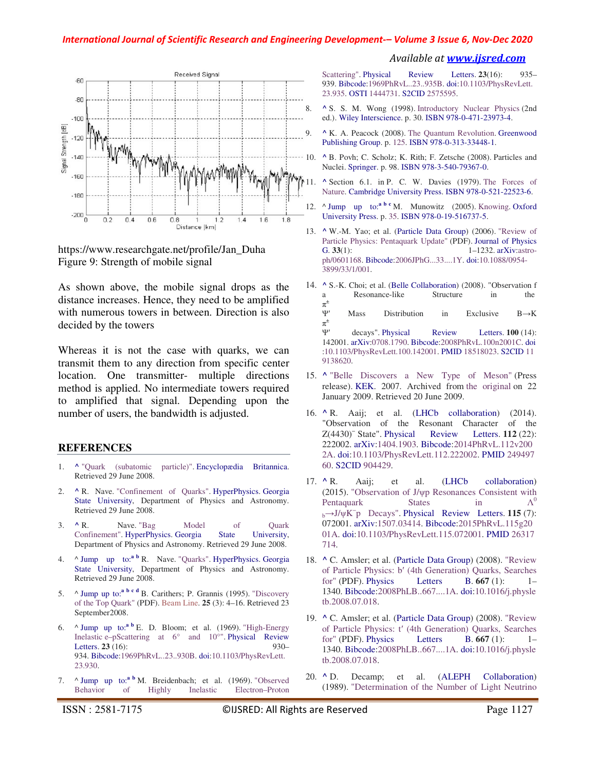https://www.researchgate.net/profile/Jan_Duha
Figure 9: Strength of mobile signal

As shown above, the mobile signal drops as the distance increases. Hence, they need to be amplified with numerous towers in between. Direction is also decided by the towers

Whereas it is not the case with quarks, we can transmit them to any direction from specific center location. One transmitter- multiple directions method is applied. No intermediate towers required to amplified that signal. Depending upon the number of users, the bandwidth is adjusted.

## REFERENCES

1. ^ "Quark (subatomic particle)". Encyclopædia Britannica. Retrieved 29 June 2008.
2. ^ R. Nave. "Confinement of Quarks". HyperPhysics. Georgia State University, Department of Physics and Astronomy. Retrieved 29 June 2008.
3. ^ R. Nave. "Bag Model of Quark Confinement". HyperPhysics. Georgia State University, Department of Physics and Astronomy. Retrieved 29 June 2008.
4. ^ Jump up to:[a b] R. Nave. "Quarks". HyperPhysics. Georgia State University, Department of Physics and Astronomy. Retrieved 29 June 2008.
5. ^ Jump up to:[a b c d] B. Carithers; P. Grannis (1995). "Discovery of the Top Quark" (PDF). Beam Line. **25** (3): 4–16. Retrieved 23 September2008.
6. ^ Jump up to:[a b] E. D. Bloom; et al. (1969). "High-Energy Inelastic e–pScattering at 6° and 10°". Physical Review Letters. **23** (16): 930–934. Bibcode:1969PhRvL..23..930B. doi:10.1103/PhysRevLett.23.930.
7. ^ Jump up to:[a b] M. Breidenbach; et al. (1969). "Observed Behavior of Highly Inelastic Electron–Proton Scattering". Physical Review Letters. **23**(16): 935–939. Bibcode:1969PhRvL..23..935B. doi:10.1103/PhysRevLett.23.935. OSTI 1444731. S2CID 2575595.
8. ^ S. S. M. Wong (1998). Introductory Nuclear Physics (2nd ed.). Wiley Interscience. p. 30. ISBN 978-0-471-23973-4.
9. ^ K. A. Peacock (2008). The Quantum Revolution. Greenwood Publishing Group. p. 125. ISBN 978-0-313-33448-1.
10. ^ B. Povh; C. Scholz; K. Rith; F. Zetsche (2008). Particles and Nuclei. Springer. p. 98. ISBN 978-3-540-79367-0.
11. ^ Section 6.1. in P. C. W. Davies (1979). The Forces of Nature. Cambridge University Press. ISBN 978-0-521-22523-6.
12. ^ Jump up to:[a b c] M. Munowitz (2005). Knowing. Oxford University Press. p. 35. ISBN 978-0-19-516737-5.
13. ^ W.-M. Yao; et al. (Particle Data Group) (2006). "Review of Particle Physics: Pentaquark Update" (PDF). Journal of Physics G. **33**(1): 1–1232. arXiv:astro-ph/0601168. Bibcode:2006JPhG...33....1Y. doi:10.1088/0954-3899/33/1/001.
14. ^ S.-K. Choi; et al. (Belle Collaboration) (2008). "Observation f a Resonance-like Structure in the $\pi^{\pm}\Psi'$ Mass Distribution in Exclusive $B \rightarrow K \pi^{\pm}\Psi'$ decays". Physical Review Letters. **100** (14): 142001. arXiv:0708.1790. Bibcode:2008PhRvL.100n2001C. doi:10.1103/PhysRevLett.100.142001. PMID 18518023. S2CID 119138620.
15. ^ "Belle Discovers a New Type of Meson" (Press release). KEK. 2007. Archived from the original on 22 January 2009. Retrieved 20 June 2009.
16. ^ R. Aaij; et al. (LHCb collaboration) (2014). "Observation of the Resonant Character of the $Z(4430)^{-}$ State". Physical Review Letters. **112** (22): 222002. arXiv:1404.1903. Bibcode:2014PhRvL.112v2002A. doi:10.1103/PhysRevLett.112.222002. PMID 24949760. S2CID 904429.
17. ^ R. Aaij; et al. (LHCb collaboration) (2015). "Observation of J/ψp Resonances Consistent with Pentaquark States in $\Lambda^0_b \rightarrow J/\psi K^{-}p$ Decays". Physical Review Letters. **115** (7): 072001. arXiv:1507.03414. Bibcode:2015PhRvL.115g2001A. doi:10.1103/PhysRevLett.115.072001. PMID 26317714.
18. ^ C. Amsler; et al. (Particle Data Group) (2008). "Review of Particle Physics: b′ (4th Generation) Quarks, Searches for" (PDF). Physics Letters B. **667** (1): 1–1340. Bibcode:2008PhLB..667....1A. doi:10.1016/j.physletb.2008.07.018.
19. ^ C. Amsler; et al. (Particle Data Group) (2008). "Review of Particle Physics: t′ (4th Generation) Quarks, Searches for" (PDF). Physics Letters B. **667** (1): 1–1340. Bibcode:2008PhLB..667....1A. doi:10.1016/j.physletb.2008.07.018.
20. ^ D. Decamp; et al. (ALEPH Collaboration) (1989). "Determination of the Number of Light Neutrino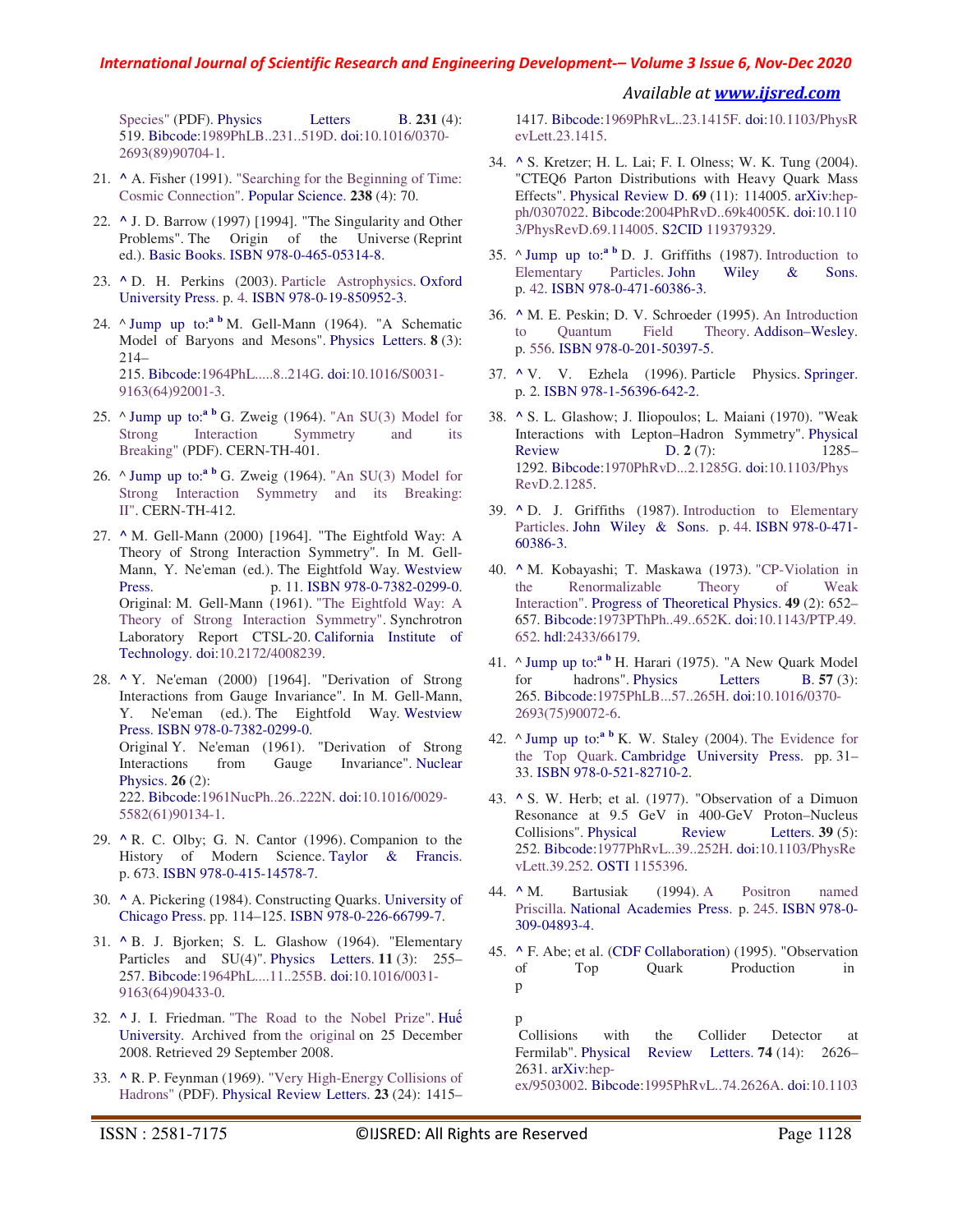Species" (PDF). Physics Letters B. **231** (4): 519. Bibcode:1989PhLB..231..519D. doi:10.1016/0370-2693(89)90704-1.

21. ^ A. Fisher (1991). "Searching for the Beginning of Time: Cosmic Connection". Popular Science. **238** (4): 70.

22. ^ J. D. Barrow (1997) [1994]. "The Singularity and Other Problems". The Origin of the Universe (Reprint ed.). Basic Books. ISBN 978-0-465-05314-8.

23. ^ D. H. Perkins (2003). Particle Astrophysics. Oxford University Press. p. 4. ISBN 978-0-19-850952-3.

24. ^ Jump up to:[a] [b] M. Gell-Mann (1964). "A Schematic Model of Baryons and Mesons". Physics Letters. **8** (3): 214–215. Bibcode:1964PhL.....8..214G. doi:10.1016/S0031-9163(64)92001-3.

25. ^ Jump up to:[a] [b] G. Zweig (1964). "An SU(3) Model for Strong Interaction Symmetry and its Breaking" (PDF). CERN-TH-401.

26. ^ Jump up to:[a] [b] G. Zweig (1964). "An SU(3) Model for Strong Interaction Symmetry and its Breaking: II". CERN-TH-412.

27. ^ M. Gell-Mann (2000) [1964]. "The Eightfold Way: A Theory of Strong Interaction Symmetry". In M. Gell-Mann, Y. Ne'eman (ed.). The Eightfold Way. Westview Press. p. 11. ISBN 978-0-7382-0299-0. Original: M. Gell-Mann (1961). "The Eightfold Way: A Theory of Strong Interaction Symmetry". Synchrotron Laboratory Report CTSL-20. California Institute of Technology. doi:10.2172/4008239.

28. ^ Y. Ne'eman (2000) [1964]. "Derivation of Strong Interactions from Gauge Invariance". In M. Gell-Mann, Y. Ne'eman (ed.). The Eightfold Way. Westview Press. ISBN 978-0-7382-0299-0. Original Y. Ne'eman (1961). "Derivation of Strong Interactions from Gauge Invariance". Nuclear Physics. **26** (2): 222. Bibcode:1961NucPh..26..222N. doi:10.1016/0029-5582(61)90134-1.

29. ^ R. C. Olby; G. N. Cantor (1996). Companion to the History of Modern Science. Taylor & Francis. p. 673. ISBN 978-0-415-14578-7.

30. ^ A. Pickering (1984). Constructing Quarks. University of Chicago Press. pp. 114–125. ISBN 978-0-226-66799-7.

31. ^ B. J. Bjorken; S. L. Glashow (1964). "Elementary Particles and SU(4)". Physics Letters. **11** (3): 255–257. Bibcode:1964PhL....11..255B. doi:10.1016/0031-9163(64)90433-0.

32. ^ J. I. Friedman. "The Road to the Nobel Prize". Huế University. Archived from the original on 25 December 2008. Retrieved 29 September 2008.

33. ^ R. P. Feynman (1969). "Very High-Energy Collisions of Hadrons" (PDF). Physical Review Letters. **23** (24): 1415–1417. Bibcode:1969PhRvL..23.1415F. doi:10.1103/PhysRevLett.23.1415.

34. ^ S. Kretzer; H. L. Lai; F. I. Olness; W. K. Tung (2004). "CTEQ6 Parton Distributions with Heavy Quark Mass Effects". Physical Review D. **69** (11): 114005. arXiv:hep-ph/0307022. Bibcode:2004PhRvD..69k4005K. doi:10.1103/PhysRevD.69.114005. S2CID 119379329.

35. ^ Jump up to:[a] [b] D. J. Griffiths (1987). Introduction to Elementary Particles. John Wiley & Sons. p. 42. ISBN 978-0-471-60386-3.

36. ^ M. E. Peskin; D. V. Schroeder (1995). An Introduction to Quantum Field Theory. Addison–Wesley. p. 556. ISBN 978-0-201-50397-5.

37. ^ V. V. Ezhela (1996). Particle Physics. Springer. p. 2. ISBN 978-1-56396-642-2.

38. ^ S. L. Glashow; J. Iliopoulos; L. Maiani (1970). "Weak Interactions with Lepton–Hadron Symmetry". Physical Review D. **2** (7): 1285–1292. Bibcode:1970PhRvD...2.1285G. doi:10.1103/PhysRevD.2.1285.

39. ^ D. J. Griffiths (1987). Introduction to Elementary Particles. John Wiley & Sons. p. 44. ISBN 978-0-471-60386-3.

40. ^ M. Kobayashi; T. Maskawa (1973). "CP-Violation in the Renormalizable Theory of Weak Interaction". Progress of Theoretical Physics. **49** (2): 652–657. Bibcode:1973PThPh..49..652K. doi:10.1143/PTP.49.652. hdl:2433/66179.

41. ^ Jump up to:[a] [b] H. Harari (1975). "A New Quark Model for hadrons". Physics Letters B. **57** (3): 265. Bibcode:1975PhLB...57..265H. doi:10.1016/0370-2693(75)90072-6.

42. ^ Jump up to:[a] [b] K. W. Staley (2004). The Evidence for the Top Quark. Cambridge University Press. pp. 31–33. ISBN 978-0-521-82710-2.

43. ^ S. W. Herb; et al. (1977). "Observation of a Dimuon Resonance at 9.5 GeV in 400-GeV Proton–Nucleus Collisions". Physical Review Letters. **39** (5): 252. Bibcode:1977PhRvL..39..252H. doi:10.1103/PhysRevLett.39.252. OSTI 1155396.

44. ^ M. Bartusiak (1994). A Positron named Priscilla. National Academies Press. p. 245. ISBN 978-0-309-04893-4.

45. ^ F. Abe; et al. (CDF Collaboration) (1995). "Observation of Top Quark Production in p p Collisions with the Collider Detector at Fermilab". Physical Review Letters. **74** (14): 2626–2631. arXiv:hep-ex/9503002. Bibcode:1995PhRvL..74.2626A. doi:10.1103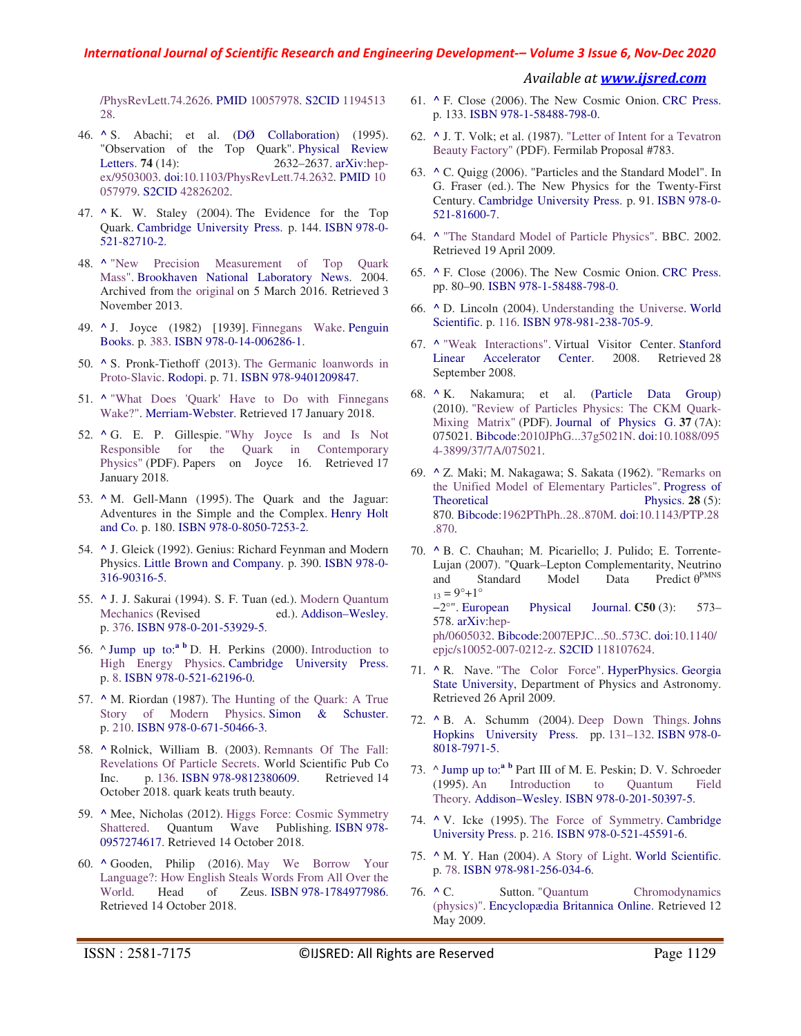/PhysRevLett.74.2626. PMID 10057978. S2CID 119451328.

46. ^ S. Abachi; et al. (DØ Collaboration) (1995). "Observation of the Top Quark". Physical Review Letters. **74** (14): 2632–2637. arXiv:hep-ex/9503003. doi:10.1103/PhysRevLett.74.2632. PMID 10057979. S2CID 42826202.

47. ^ K. W. Staley (2004). The Evidence for the Top Quark. Cambridge University Press. p. 144. ISBN 978-0-521-82710-2.

48. ^ "New Precision Measurement of Top Quark Mass". Brookhaven National Laboratory News. 2004. Archived from the original on 5 March 2016. Retrieved 3 November 2013.

49. ^ J. Joyce (1982) [1939]. Finnegans Wake. Penguin Books. p. 383. ISBN 978-0-14-006286-1.

50. ^ S. Pronk-Tiethoff (2013). The Germanic loanwords in Proto-Slavic. Rodopi. p. 71. ISBN 978-9401209847.

51. ^ "What Does 'Quark' Have to Do with Finnegans Wake?". Merriam-Webster. Retrieved 17 January 2018.

52. ^ G. E. P. Gillespie. "Why Joyce Is and Is Not Responsible for the Quark in Contemporary Physics" (PDF). Papers on Joyce 16. Retrieved 17 January 2018.

53. ^ M. Gell-Mann (1995). The Quark and the Jaguar: Adventures in the Simple and the Complex. Henry Holt and Co. p. 180. ISBN 978-0-8050-7253-2.

54. ^ J. Gleick (1992). Genius: Richard Feynman and Modern Physics. Little Brown and Company. p. 390. ISBN 978-0-316-90316-5.

55. ^ J. J. Sakurai (1994). S. F. Tuan (ed.). Modern Quantum Mechanics (Revised ed.). Addison–Wesley. p. 376. ISBN 978-0-201-53929-5.

56. ^ Jump up to:[a] [b] D. H. Perkins (2000). Introduction to High Energy Physics. Cambridge University Press. p. 8. ISBN 978-0-521-62196-0.

57. ^ M. Riordan (1987). The Hunting of the Quark: A True Story of Modern Physics. Simon & Schuster. p. 210. ISBN 978-0-671-50466-3.

58. ^ Rolnick, William B. (2003). Remnants Of The Fall: Revelations Of Particle Secrets. World Scientific Pub Co Inc. p. 136. ISBN 978-9812380609. Retrieved 14 October 2018. quark keats truth beauty.

59. ^ Mee, Nicholas (2012). Higgs Force: Cosmic Symmetry Shattered. Quantum Wave Publishing. ISBN 978-0957274617. Retrieved 14 October 2018.

60. ^ Gooden, Philip (2016). May We Borrow Your Language?: How English Steals Words From All Over the World. Head of Zeus. ISBN 978-1784977986. Retrieved 14 October 2018.

61. ^ F. Close (2006). The New Cosmic Onion. CRC Press. p. 133. ISBN 978-1-58488-798-0.

62. ^ J. T. Volk; et al. (1987). "Letter of Intent for a Tevatron Beauty Factory" (PDF). Fermilab Proposal #783.

63. ^ C. Quigg (2006). "Particles and the Standard Model". In G. Fraser (ed.). The New Physics for the Twenty-First Century. Cambridge University Press. p. 91. ISBN 978-0-521-81600-7.

64. ^ "The Standard Model of Particle Physics". BBC. 2002. Retrieved 19 April 2009.

65. ^ F. Close (2006). The New Cosmic Onion. CRC Press. pp. 80–90. ISBN 978-1-58488-798-0.

66. ^ D. Lincoln (2004). Understanding the Universe. World Scientific. p. 116. ISBN 978-981-238-705-9.

67. ^ "Weak Interactions". Virtual Visitor Center. Stanford Linear Accelerator Center. 2008. Retrieved 28 September 2008.

68. ^ K. Nakamura; et al. (Particle Data Group) (2010). "Review of Particles Physics: The CKM Quark-Mixing Matrix" (PDF). Journal of Physics G. **37** (7A): 075021. Bibcode:2010JPhG...37g5021N. doi:10.1088/0954-3899/37/7A/075021.

69. ^ Z. Maki; M. Nakagawa; S. Sakata (1962). "Remarks on the Unified Model of Elementary Particles". Progress of Theoretical Physics. **28** (5): 870. Bibcode:1962PThPh..28..870M. doi:10.1143/PTP.28.870.

70. ^ B. C. Chauhan; M. Picariello; J. Pulido; E. Torrente-Lujan (2007). "Quark–Lepton Complementarity, Neutrino and Standard Model Data Predict $\theta^{PMNS}_{13} = 9°{+1°}_{-2°}$". European Physical Journal. **C50** (3): 573–578. arXiv:hep-ph/0605032. Bibcode:2007EPJC...50..573C. doi:10.1140/epjc/s10052-007-0212-z. S2CID 118107624.

71. ^ R. Nave. "The Color Force". HyperPhysics. Georgia State University, Department of Physics and Astronomy. Retrieved 26 April 2009.

72. ^ B. A. Schumm (2004). Deep Down Things. Johns Hopkins University Press. pp. 131–132. ISBN 978-0-8018-7971-5.

73. ^ Jump up to:[a] [b] Part III of M. E. Peskin; D. V. Schroeder (1995). An Introduction to Quantum Field Theory. Addison–Wesley. ISBN 978-0-201-50397-5.

74. ^ V. Icke (1995). The Force of Symmetry. Cambridge University Press. p. 216. ISBN 978-0-521-45591-6.

75. ^ M. Y. Han (2004). A Story of Light. World Scientific. p. 78. ISBN 978-981-256-034-6.

76. ^ C. Sutton. "Quantum Chromodynamics (physics)". Encyclopædia Britannica Online. Retrieved 12 May 2009.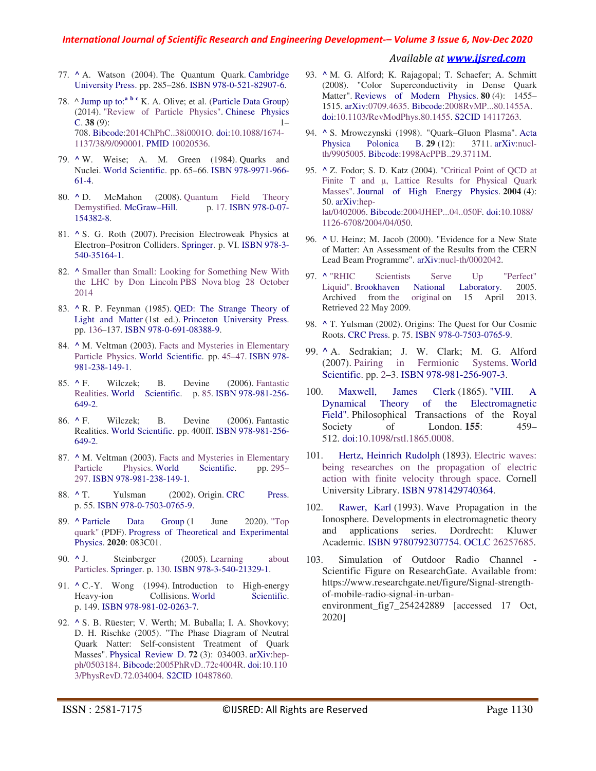77. ^ A. Watson (2004). The Quantum Quark. Cambridge University Press. pp. 285–286. ISBN 978-0-521-82907-6.
78. ^ Jump up to:[a b c] K. A. Olive; et al. (Particle Data Group) (2014). "Review of Particle Physics". Chinese Physics C. **38** (9): 1–708. Bibcode:2014ChPhC..38i0001O. doi:10.1088/1674-1137/38/9/090001. PMID 10020536.
79. ^ W. Weise; A. M. Green (1984). Quarks and Nuclei. World Scientific. pp. 65–66. ISBN 978-9971-966-61-4.
80. ^ D. McMahon (2008). Quantum Field Theory Demystified. McGraw–Hill. p. 17. ISBN 978-0-07-154382-8.
81. ^ S. G. Roth (2007). Precision Electroweak Physics at Electron–Positron Colliders. Springer. p. VI. ISBN 978-3-540-35164-1.
82. ^ Smaller than Small: Looking for Something New With the LHC by Don Lincoln PBS Nova blog 28 October 2014
83. ^ R. P. Feynman (1985). QED: The Strange Theory of Light and Matter (1st ed.). Princeton University Press. pp. 136–137. ISBN 978-0-691-08388-9.
84. ^ M. Veltman (2003). Facts and Mysteries in Elementary Particle Physics. World Scientific. pp. 45–47. ISBN 978-981-238-149-1.
85. ^ F. Wilczek; B. Devine (2006). Fantastic Realities. World Scientific. p. 85. ISBN 978-981-256-649-2.
86. ^ F. Wilczek; B. Devine (2006). Fantastic Realities. World Scientific. pp. 400ff. ISBN 978-981-256-649-2.
87. ^ M. Veltman (2003). Facts and Mysteries in Elementary Particle Physics. World Scientific. pp. 295–297. ISBN 978-981-238-149-1.
88. ^ T. Yulsman (2002). Origin. CRC Press. p. 55. ISBN 978-0-7503-0765-9.
89. ^ Particle Data Group (1 June 2020). "Top quark" (PDF). Progress of Theoretical and Experimental Physics. **2020**: 083C01.
90. ^ J. Steinberger (2005). Learning about Particles. Springer. p. 130. ISBN 978-3-540-21329-1.
91. ^ C.-Y. Wong (1994). Introduction to High-energy Heavy-ion Collisions. World Scientific. p. 149. ISBN 978-981-02-0263-7.
92. ^ S. B. Rüester; V. Werth; M. Buballa; I. A. Shovkovy; D. H. Rischke (2005). "The Phase Diagram of Neutral Quark Natter: Self-consistent Treatment of Quark Masses". Physical Review D. **72** (3): 034003. arXiv:hep-ph/0503184. Bibcode:2005PhRvD..72c4004R. doi:10.1103/PhysRevD.72.034004. S2CID 10487860.
93. ^ M. G. Alford; K. Rajagopal; T. Schaefer; A. Schmitt (2008). "Color Superconductivity in Dense Quark Matter". Reviews of Modern Physics. **80** (4): 1455–1515. arXiv:0709.4635. Bibcode:2008RvMP...80.1455A. doi:10.1103/RevModPhys.80.1455. S2CID 14117263.
94. ^ S. Mrowczynski (1998). "Quark–Gluon Plasma". Acta Physica Polonica B. **29** (12): 3711. arXiv:nucl-th/9905005. Bibcode:1998AcPPB..29.3711M.
95. ^ Z. Fodor; S. D. Katz (2004). "Critical Point of QCD at Finite T and μ, Lattice Results for Physical Quark Masses". Journal of High Energy Physics. **2004** (4): 50. arXiv:hep-lat/0402006. Bibcode:2004JHEP...04..050F. doi:10.1088/1126-6708/2004/04/050.
96. ^ U. Heinz; M. Jacob (2000). "Evidence for a New State of Matter: An Assessment of the Results from the CERN Lead Beam Programme". arXiv:nucl-th/0002042.
97. ^ "RHIC Scientists Serve Up "Perfect" Liquid". Brookhaven National Laboratory. 2005. Archived from the original on 15 April 2013. Retrieved 22 May 2009.
98. ^ T. Yulsman (2002). Origins: The Quest for Our Cosmic Roots. CRC Press. p. 75. ISBN 978-0-7503-0765-9.
99. ^ A. Sedrakian; J. W. Clark; M. G. Alford (2007). Pairing in Fermionic Systems. World Scientific. pp. 2–3. ISBN 978-981-256-907-3.
100. Maxwell, James Clerk (1865). "VIII. A Dynamical Theory of the Electromagnetic Field". Philosophical Transactions of the Royal Society of London. **155**: 459–512. doi:10.1098/rstl.1865.0008.
101. Hertz, Heinrich Rudolph (1893). Electric waves: being researches on the propagation of electric action with finite velocity through space. Cornell University Library. ISBN 9781429740364.
102. Rawer, Karl (1993). Wave Propagation in the Ionosphere. Developments in electromagnetic theory and applications series. Dordrecht: Kluwer Academic. ISBN 9780792307754. OCLC 26257685.
103. Simulation of Outdoor Radio Channel - Scientific Figure on ResearchGate. Available from: https://www.researchgate.net/figure/Signal-strength-of-mobile-radio-signal-in-urban-environment_fig7_254242889 [accessed 17 Oct, 2020]